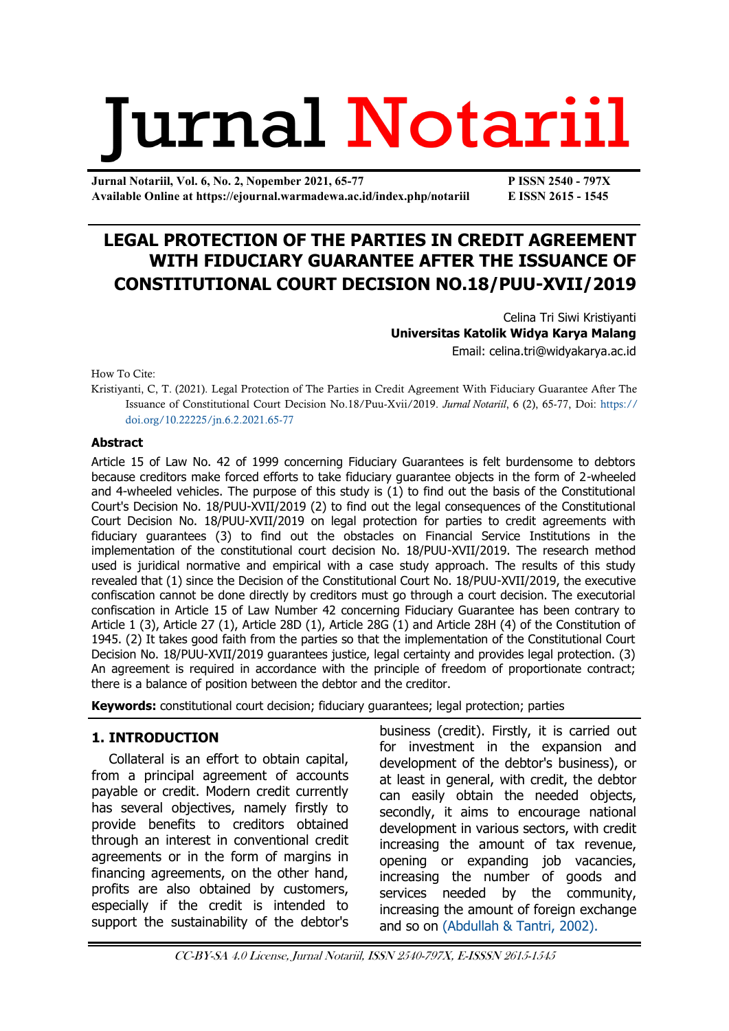# LEGAL PROTECTION OF THE PARTIES IN CREDIT AGREEMENT WITH FIDUCIARY GUARANTEE AFTER THE ISSUANCE OF CONSTITUTIONAL COURT DECISION NO.18/PUU-XVII/2019

Celina Tri Siwi Kristiyanti
**Universitas Katolik Widya Karya Malang**
Email: celina.tri@widyakarya.ac.id

How To Cite:
Kristiyanti, C, T. (2021). Legal Protection of The Parties in Credit Agreement With Fiduciary Guarantee After The Issuance of Constitutional Court Decision No.18/Puu-Xvii/2019. *Jurnal Notariil*, 6 (2), 65-77, Doi: https://doi.org/10.22225/jn.6.2.2021.65-77

### Abstract

Article 15 of Law No. 42 of 1999 concerning Fiduciary Guarantees is felt burdensome to debtors because creditors make forced efforts to take fiduciary guarantee objects in the form of 2-wheeled and 4-wheeled vehicles. The purpose of this study is (1) to find out the basis of the Constitutional Court's Decision No. 18/PUU-XVII/2019 (2) to find out the legal consequences of the Constitutional Court Decision No. 18/PUU-XVII/2019 on legal protection for parties to credit agreements with fiduciary guarantees (3) to find out the obstacles on Financial Service Institutions in the implementation of the constitutional court decision No. 18/PUU-XVII/2019. The research method used is juridical normative and empirical with a case study approach. The results of this study revealed that (1) since the Decision of the Constitutional Court No. 18/PUU-XVII/2019, the executive confiscation cannot be done directly by creditors must go through a court decision. The executorial confiscation in Article 15 of Law Number 42 concerning Fiduciary Guarantee has been contrary to Article 1 (3), Article 27 (1), Article 28D (1), Article 28G (1) and Article 28H (4) of the Constitution of 1945. (2) It takes good faith from the parties so that the implementation of the Constitutional Court Decision No. 18/PUU-XVII/2019 guarantees justice, legal certainty and provides legal protection. (3) An agreement is required in accordance with the principle of freedom of proportionate contract; there is a balance of position between the debtor and the creditor.

**Keywords:** constitutional court decision; fiduciary guarantees; legal protection; parties

## 1. INTRODUCTION

Collateral is an effort to obtain capital, from a principal agreement of accounts payable or credit. Modern credit currently has several objectives, namely firstly to provide benefits to creditors obtained through an interest in conventional credit agreements or in the form of margins in financing agreements, on the other hand, profits are also obtained by customers, especially if the credit is intended to support the sustainability of the debtor's business (credit). Firstly, it is carried out for investment in the expansion and development of the debtor's business), or at least in general, with credit, the debtor can easily obtain the needed objects, secondly, it aims to encourage national development in various sectors, with credit increasing the amount of tax revenue, opening or expanding job vacancies, increasing the number of goods and services needed by the community, increasing the amount of foreign exchange and so on (Abdullah & Tantri, 2002).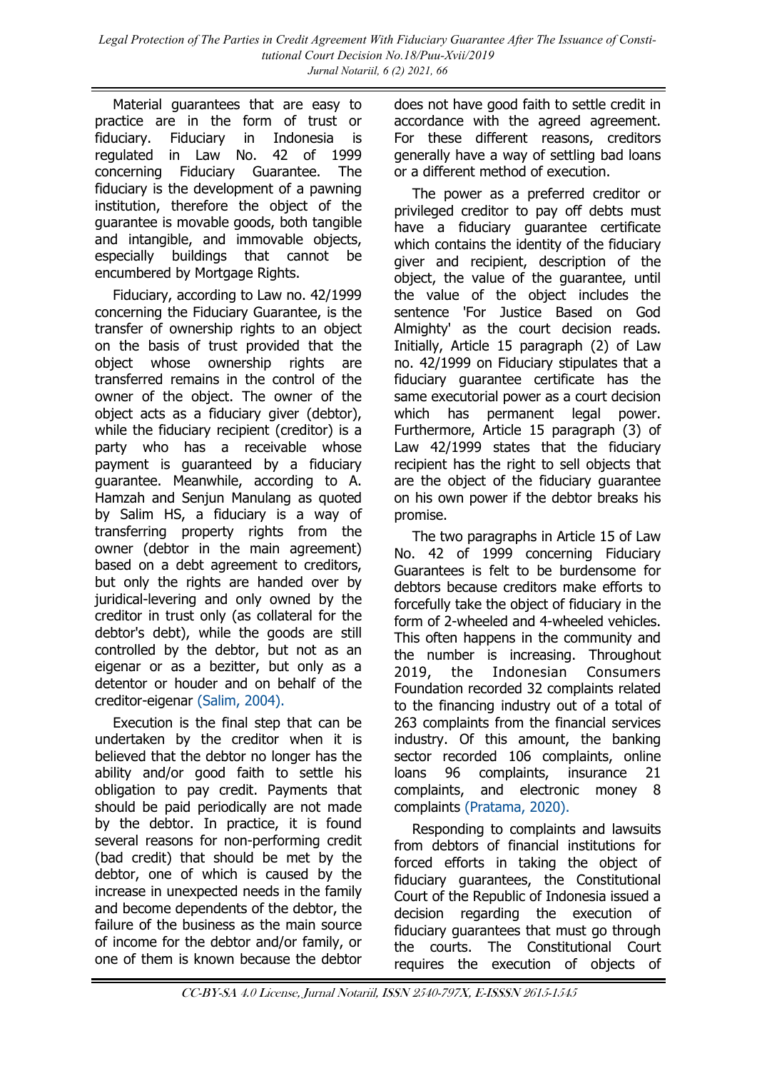Material guarantees that are easy to practice are in the form of trust or fiduciary. Fiduciary in Indonesia is regulated in Law No. 42 of 1999 concerning Fiduciary Guarantee. The fiduciary is the development of a pawning institution, therefore the object of the guarantee is movable goods, both tangible and intangible, and immovable objects, especially buildings that cannot be encumbered by Mortgage Rights.

Fiduciary, according to Law no. 42/1999 concerning the Fiduciary Guarantee, is the transfer of ownership rights to an object on the basis of trust provided that the object whose ownership rights are transferred remains in the control of the owner of the object. The owner of the object acts as a fiduciary giver (debtor), while the fiduciary recipient (creditor) is a party who has a receivable whose payment is guaranteed by a fiduciary guarantee. Meanwhile, according to A. Hamzah and Senjun Manulang as quoted by Salim HS, a fiduciary is a way of transferring property rights from the owner (debtor in the main agreement) based on a debt agreement to creditors, but only the rights are handed over by juridical-levering and only owned by the creditor in trust only (as collateral for the debtor's debt), while the goods are still controlled by the debtor, but not as an eigenar or as a bezitter, but only as a detentor or houder and on behalf of the creditor-eigenar (Salim, 2004).

Execution is the final step that can be undertaken by the creditor when it is believed that the debtor no longer has the ability and/or good faith to settle his obligation to pay credit. Payments that should be paid periodically are not made by the debtor. In practice, it is found several reasons for non-performing credit (bad credit) that should be met by the debtor, one of which is caused by the increase in unexpected needs in the family and become dependents of the debtor, the failure of the business as the main source of income for the debtor and/or family, or one of them is known because the debtor does not have good faith to settle credit in accordance with the agreed agreement. For these different reasons, creditors generally have a way of settling bad loans or a different method of execution.

The power as a preferred creditor or privileged creditor to pay off debts must have a fiduciary guarantee certificate which contains the identity of the fiduciary giver and recipient, description of the object, the value of the guarantee, until the value of the object includes the sentence 'For Justice Based on God Almighty' as the court decision reads. Initially, Article 15 paragraph (2) of Law no. 42/1999 on Fiduciary stipulates that a fiduciary guarantee certificate has the same executorial power as a court decision which has permanent legal power. Furthermore, Article 15 paragraph (3) of Law 42/1999 states that the fiduciary recipient has the right to sell objects that are the object of the fiduciary guarantee on his own power if the debtor breaks his promise.

The two paragraphs in Article 15 of Law No. 42 of 1999 concerning Fiduciary Guarantees is felt to be burdensome for debtors because creditors make efforts to forcefully take the object of fiduciary in the form of 2-wheeled and 4-wheeled vehicles. This often happens in the community and the number is increasing. Throughout 2019, the Indonesian Consumers Foundation recorded 32 complaints related to the financing industry out of a total of 263 complaints from the financial services industry. Of this amount, the banking sector recorded 106 complaints, online loans 96 complaints, insurance 21 complaints, and electronic money 8 complaints (Pratama, 2020).

Responding to complaints and lawsuits from debtors of financial institutions for forced efforts in taking the object of fiduciary guarantees, the Constitutional Court of the Republic of Indonesia issued a decision regarding the execution of fiduciary guarantees that must go through the courts. The Constitutional Court requires the execution of objects of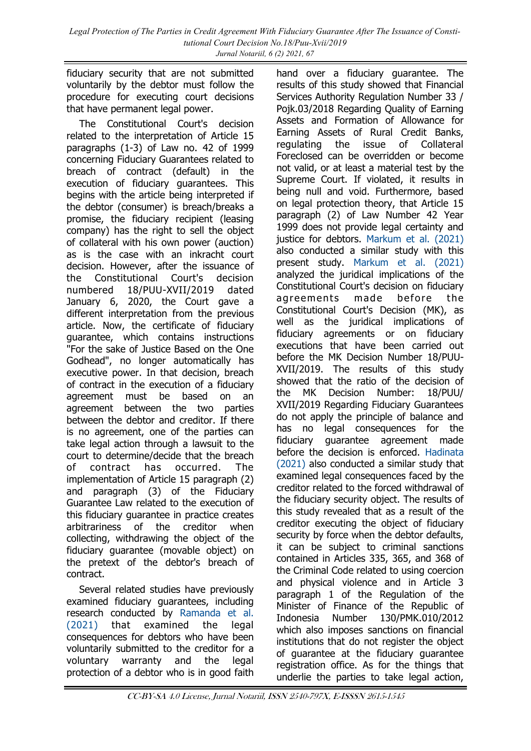fiduciary security that are not submitted voluntarily by the debtor must follow the procedure for executing court decisions that have permanent legal power.

The Constitutional Court's decision related to the interpretation of Article 15 paragraphs (1-3) of Law no. 42 of 1999 concerning Fiduciary Guarantees related to breach of contract (default) in the execution of fiduciary guarantees. This begins with the article being interpreted if the debtor (consumer) is breach/breaks a promise, the fiduciary recipient (leasing company) has the right to sell the object of collateral with his own power (auction) as is the case with an inkracht court decision. However, after the issuance of the Constitutional Court's decision numbered 18/PUU-XVII/2019 dated January 6, 2020, the Court gave a different interpretation from the previous article. Now, the certificate of fiduciary guarantee, which contains instructions "For the sake of Justice Based on the One Godhead", no longer automatically has executive power. In that decision, breach of contract in the execution of a fiduciary agreement must be based on an agreement between the two parties between the debtor and creditor. If there is no agreement, one of the parties can take legal action through a lawsuit to the court to determine/decide that the breach of contract has occurred. The implementation of Article 15 paragraph (2) and paragraph (3) of the Fiduciary Guarantee Law related to the execution of this fiduciary guarantee in practice creates arbitrariness of the creditor when collecting, withdrawing the object of the fiduciary guarantee (movable object) on the pretext of the debtor's breach of contract.

Several related studies have previously examined fiduciary guarantees, including research conducted by Ramanda et al. (2021) that examined the legal consequences for debtors who have been voluntarily submitted to the creditor for a voluntary warranty and the legal protection of a debtor who is in good faith hand over a fiduciary guarantee. The results of this study showed that Financial Services Authority Regulation Number 33 / Pojk.03/2018 Regarding Quality of Earning Assets and Formation of Allowance for Earning Assets of Rural Credit Banks, regulating the issue of Collateral Foreclosed can be overridden or become not valid, or at least a material test by the Supreme Court. If violated, it results in being null and void. Furthermore, based on legal protection theory, that Article 15 paragraph (2) of Law Number 42 Year 1999 does not provide legal certainty and justice for debtors. Markum et al. (2021) also conducted a similar study with this present study. Markum et al. (2021) analyzed the juridical implications of the Constitutional Court's decision on fiduciary agreements made before the Constitutional Court's Decision (MK), as well as the juridical implications of fiduciary agreements or on fiduciary executions that have been carried out before the MK Decision Number 18/PUU-XVII/2019. The results of this study showed that the ratio of the decision of the MK Decision Number: 18/PUU/XVII/2019 Regarding Fiduciary Guarantees do not apply the principle of balance and has no legal consequences for the fiduciary guarantee agreement made before the decision is enforced. Hadinata (2021) also conducted a similar study that examined legal consequences faced by the creditor related to the forced withdrawal of the fiduciary security object. The results of this study revealed that as a result of the creditor executing the object of fiduciary security by force when the debtor defaults, it can be subject to criminal sanctions contained in Articles 335, 365, and 368 of the Criminal Code related to using coercion and physical violence and in Article 3 paragraph 1 of the Regulation of the Minister of Finance of the Republic of Indonesia Number 130/PMK.010/2012 which also imposes sanctions on financial institutions that do not register the object of guarantee at the fiduciary guarantee registration office. As for the things that underlie the parties to take legal action,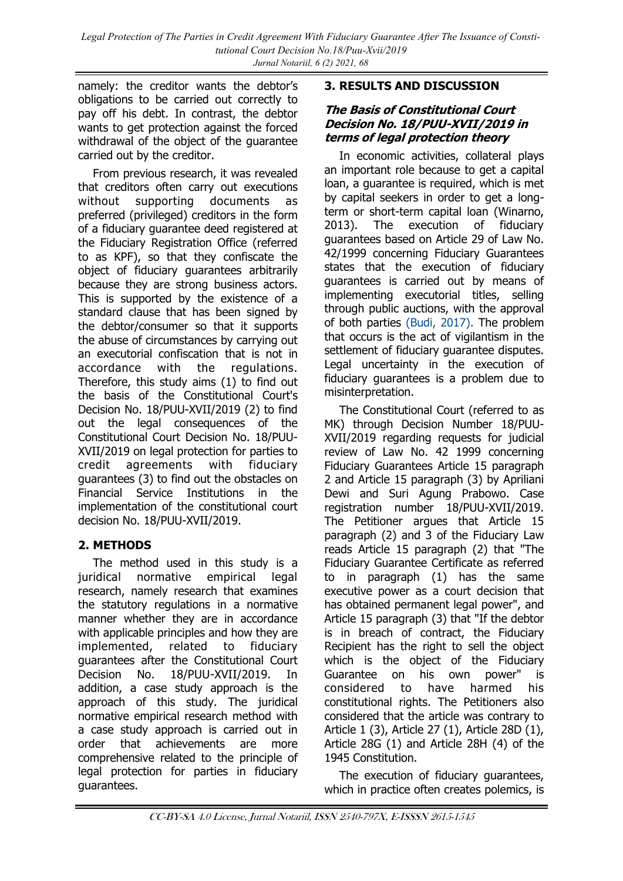namely: the creditor wants the debtor's obligations to be carried out correctly to pay off his debt. In contrast, the debtor wants to get protection against the forced withdrawal of the object of the guarantee carried out by the creditor.

From previous research, it was revealed that creditors often carry out executions without supporting documents as preferred (privileged) creditors in the form of a fiduciary guarantee deed registered at the Fiduciary Registration Office (referred to as KPF), so that they confiscate the object of fiduciary guarantees arbitrarily because they are strong business actors. This is supported by the existence of a standard clause that has been signed by the debtor/consumer so that it supports the abuse of circumstances by carrying out an executorial confiscation that is not in accordance with the regulations. Therefore, this study aims (1) to find out the basis of the Constitutional Court's Decision No. 18/PUU-XVII/2019 (2) to find out the legal consequences of the Constitutional Court Decision No. 18/PUU-XVII/2019 on legal protection for parties to credit agreements with fiduciary guarantees (3) to find out the obstacles on Financial Service Institutions in the implementation of the constitutional court decision No. 18/PUU-XVII/2019.

## 2. METHODS

The method used in this study is a juridical normative empirical legal research, namely research that examines the statutory regulations in a normative manner whether they are in accordance with applicable principles and how they are implemented, related to fiduciary guarantees after the Constitutional Court Decision No. 18/PUU-XVII/2019. In addition, a case study approach is the approach of this study. The juridical normative empirical research method with a case study approach is carried out in order that achievements are more comprehensive related to the principle of legal protection for parties in fiduciary guarantees.

## 3. RESULTS AND DISCUSSION

### *The Basis of Constitutional Court Decision No. 18/PUU-XVII/2019 in terms of legal protection theory*

In economic activities, collateral plays an important role because to get a capital loan, a guarantee is required, which is met by capital seekers in order to get a long-term or short-term capital loan (Winarno, 2013). The execution of fiduciary guarantees based on Article 29 of Law No. 42/1999 concerning Fiduciary Guarantees states that the execution of fiduciary guarantees is carried out by means of implementing executorial titles, selling through public auctions, with the approval of both parties (Budi, 2017). The problem that occurs is the act of vigilantism in the settlement of fiduciary guarantee disputes. Legal uncertainty in the execution of fiduciary guarantees is a problem due to misinterpretation.

The Constitutional Court (referred to as MK) through Decision Number 18/PUU-XVII/2019 regarding requests for judicial review of Law No. 42 1999 concerning Fiduciary Guarantees Article 15 paragraph 2 and Article 15 paragraph (3) by Apriliani Dewi and Suri Agung Prabowo. Case registration number 18/PUU-XVII/2019. The Petitioner argues that Article 15 paragraph (2) and 3 of the Fiduciary Law reads Article 15 paragraph (2) that "The Fiduciary Guarantee Certificate as referred to in paragraph (1) has the same executive power as a court decision that has obtained permanent legal power", and Article 15 paragraph (3) that "If the debtor is in breach of contract, the Fiduciary Recipient has the right to sell the object which is the object of the Fiduciary Guarantee on his own power" is considered to have harmed his constitutional rights. The Petitioners also considered that the article was contrary to Article 1 (3), Article 27 (1), Article 28D (1), Article 28G (1) and Article 28H (4) of the 1945 Constitution.

The execution of fiduciary guarantees, which in practice often creates polemics, is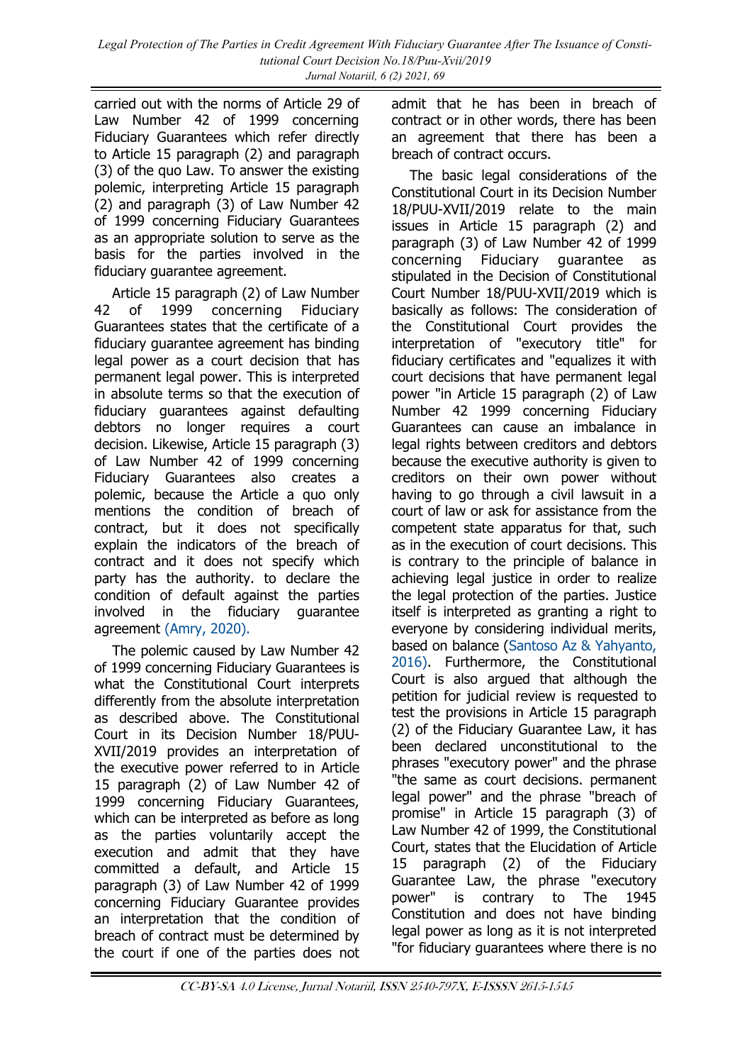carried out with the norms of Article 29 of Law Number 42 of 1999 concerning Fiduciary Guarantees which refer directly to Article 15 paragraph (2) and paragraph (3) of the quo Law. To answer the existing polemic, interpreting Article 15 paragraph (2) and paragraph (3) of Law Number 42 of 1999 concerning Fiduciary Guarantees as an appropriate solution to serve as the basis for the parties involved in the fiduciary guarantee agreement.

Article 15 paragraph (2) of Law Number 42 of 1999 concerning Fiduciary Guarantees states that the certificate of a fiduciary guarantee agreement has binding legal power as a court decision that has permanent legal power. This is interpreted in absolute terms so that the execution of fiduciary guarantees against defaulting debtors no longer requires a court decision. Likewise, Article 15 paragraph (3) of Law Number 42 of 1999 concerning Fiduciary Guarantees also creates a polemic, because the Article a quo only mentions the condition of breach of contract, but it does not specifically explain the indicators of the breach of contract and it does not specify which party has the authority. to declare the condition of default against the parties involved in the fiduciary guarantee agreement (Amry, 2020).

The polemic caused by Law Number 42 of 1999 concerning Fiduciary Guarantees is what the Constitutional Court interprets differently from the absolute interpretation as described above. The Constitutional Court in its Decision Number 18/PUU-XVII/2019 provides an interpretation of the executive power referred to in Article 15 paragraph (2) of Law Number 42 of 1999 concerning Fiduciary Guarantees, which can be interpreted as before as long as the parties voluntarily accept the execution and admit that they have committed a default, and Article 15 paragraph (3) of Law Number 42 of 1999 concerning Fiduciary Guarantee provides an interpretation that the condition of breach of contract must be determined by the court if one of the parties does not admit that he has been in breach of contract or in other words, there has been an agreement that there has been a breach of contract occurs.

The basic legal considerations of the Constitutional Court in its Decision Number 18/PUU-XVII/2019 relate to the main issues in Article 15 paragraph (2) and paragraph (3) of Law Number 42 of 1999 concerning Fiduciary guarantee as stipulated in the Decision of Constitutional Court Number 18/PUU-XVII/2019 which is basically as follows: The consideration of the Constitutional Court provides the interpretation of "executory title" for fiduciary certificates and "equalizes it with court decisions that have permanent legal power "in Article 15 paragraph (2) of Law Number 42 1999 concerning Fiduciary Guarantees can cause an imbalance in legal rights between creditors and debtors because the executive authority is given to creditors on their own power without having to go through a civil lawsuit in a court of law or ask for assistance from the competent state apparatus for that, such as in the execution of court decisions. This is contrary to the principle of balance in achieving legal justice in order to realize the legal protection of the parties. Justice itself is interpreted as granting a right to everyone by considering individual merits, based on balance (Santoso Az & Yahyanto, 2016). Furthermore, the Constitutional Court is also argued that although the petition for judicial review is requested to test the provisions in Article 15 paragraph (2) of the Fiduciary Guarantee Law, it has been declared unconstitutional to the phrases "executory power" and the phrase "the same as court decisions. permanent legal power" and the phrase "breach of promise" in Article 15 paragraph (3) of Law Number 42 of 1999, the Constitutional Court, states that the Elucidation of Article 15 paragraph (2) of the Fiduciary Guarantee Law, the phrase "executory power" is contrary to The 1945 Constitution and does not have binding legal power as long as it is not interpreted "for fiduciary guarantees where there is no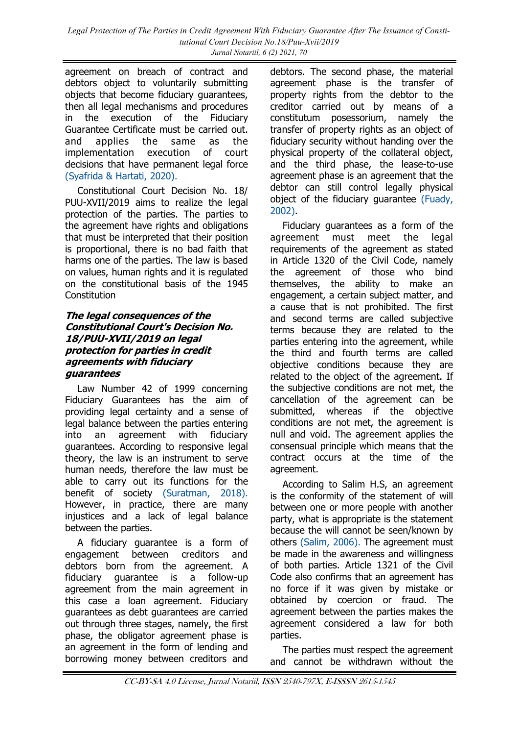agreement on breach of contract and debtors object to voluntarily submitting objects that become fiduciary guarantees, then all legal mechanisms and procedures in the execution of the Fiduciary Guarantee Certificate must be carried out. and applies the same as the implementation execution of court decisions that have permanent legal force (Syafrida & Hartati, 2020).

Constitutional Court Decision No. 18/ PUU-XVII/2019 aims to realize the legal protection of the parties. The parties to the agreement have rights and obligations that must be interpreted that their position is proportional, there is no bad faith that harms one of the parties. The law is based on values, human rights and it is regulated on the constitutional basis of the 1945 Constitution

***The legal consequences of the Constitutional Court's Decision No. 18/PUU-XVII/2019 on legal protection for parties in credit agreements with fiduciary guarantees***

Law Number 42 of 1999 concerning Fiduciary Guarantees has the aim of providing legal certainty and a sense of legal balance between the parties entering into an agreement with fiduciary guarantees. According to responsive legal theory, the law is an instrument to serve human needs, therefore the law must be able to carry out its functions for the benefit of society (Suratman, 2018). However, in practice, there are many injustices and a lack of legal balance between the parties.

A fiduciary guarantee is a form of engagement between creditors and debtors born from the agreement. A fiduciary guarantee is a follow-up agreement from the main agreement in this case a loan agreement. Fiduciary guarantees as debt guarantees are carried out through three stages, namely, the first phase, the obligator agreement phase is an agreement in the form of lending and borrowing money between creditors and debtors. The second phase, the material agreement phase is the transfer of property rights from the debtor to the creditor carried out by means of a constitutum posessorium, namely the transfer of property rights as an object of fiduciary security without handing over the physical property of the collateral object, and the third phase, the lease-to-use agreement phase is an agreement that the debtor can still control legally physical object of the fiduciary guarantee (Fuady, 2002).

Fiduciary guarantees as a form of the agreement must meet the legal requirements of the agreement as stated in Article 1320 of the Civil Code, namely the agreement of those who bind themselves, the ability to make an engagement, a certain subject matter, and a cause that is not prohibited. The first and second terms are called subjective terms because they are related to the parties entering into the agreement, while the third and fourth terms are called objective conditions because they are related to the object of the agreement. If the subjective conditions are not met, the cancellation of the agreement can be submitted, whereas if the objective conditions are not met, the agreement is null and void. The agreement applies the consensual principle which means that the contract occurs at the time of the agreement.

According to Salim H.S, an agreement is the conformity of the statement of will between one or more people with another party, what is appropriate is the statement because the will cannot be seen/known by others (Salim, 2006). The agreement must be made in the awareness and willingness of both parties. Article 1321 of the Civil Code also confirms that an agreement has no force if it was given by mistake or obtained by coercion or fraud. The agreement between the parties makes the agreement considered a law for both parties.

The parties must respect the agreement and cannot be withdrawn without the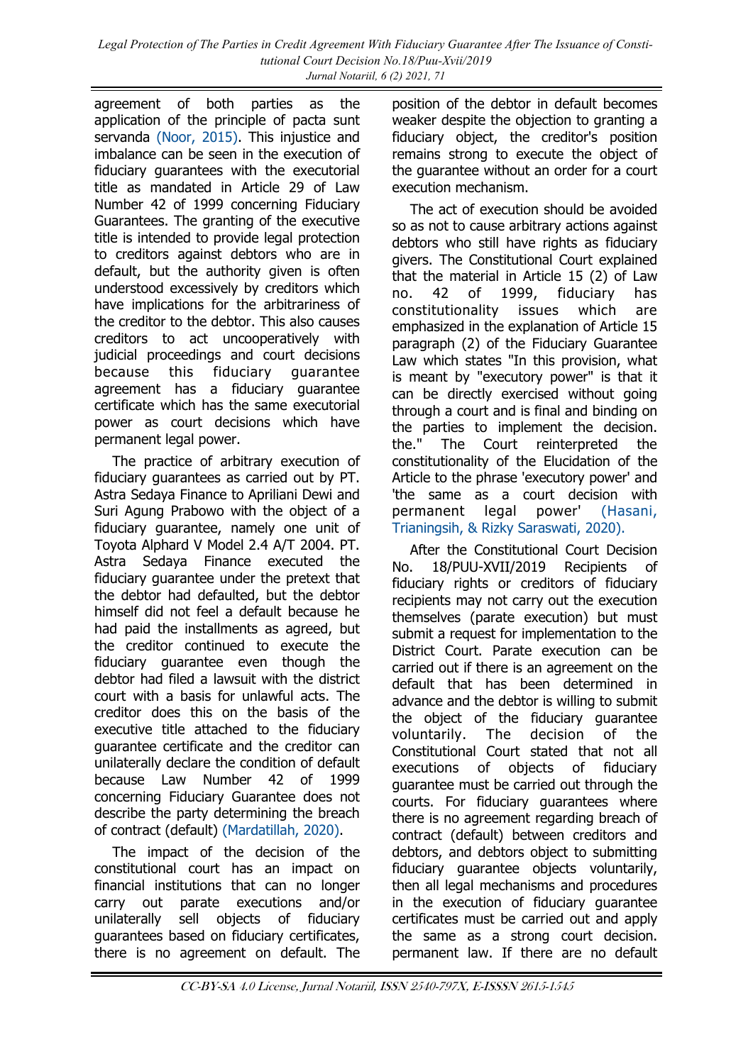agreement of both parties as the application of the principle of pacta sunt servanda (Noor, 2015). This injustice and imbalance can be seen in the execution of fiduciary guarantees with the executorial title as mandated in Article 29 of Law Number 42 of 1999 concerning Fiduciary Guarantees. The granting of the executive title is intended to provide legal protection to creditors against debtors who are in default, but the authority given is often understood excessively by creditors which have implications for the arbitrariness of the creditor to the debtor. This also causes creditors to act uncooperatively with judicial proceedings and court decisions because this fiduciary guarantee agreement has a fiduciary guarantee certificate which has the same executorial power as court decisions which have permanent legal power.

The practice of arbitrary execution of fiduciary guarantees as carried out by PT. Astra Sedaya Finance to Apriliani Dewi and Suri Agung Prabowo with the object of a fiduciary guarantee, namely one unit of Toyota Alphard V Model 2.4 A/T 2004. PT. Astra Sedaya Finance executed the fiduciary guarantee under the pretext that the debtor had defaulted, but the debtor himself did not feel a default because he had paid the installments as agreed, but the creditor continued to execute the fiduciary guarantee even though the debtor had filed a lawsuit with the district court with a basis for unlawful acts. The creditor does this on the basis of the executive title attached to the fiduciary guarantee certificate and the creditor can unilaterally declare the condition of default because Law Number 42 of 1999 concerning Fiduciary Guarantees does not describe the party determining the breach of contract (default) (Mardatillah, 2020).

The impact of the decision of the constitutional court has an impact on financial institutions that can no longer carry out parate executions and/or unilaterally sell objects of fiduciary guarantees based on fiduciary certificates, there is no agreement on default. The position of the debtor in default becomes weaker despite the objection to granting a fiduciary object, the creditor's position remains strong to execute the object of the guarantee without an order for a court execution mechanism.

The act of execution should be avoided so as not to cause arbitrary actions against debtors who still have rights as fiduciary givers. The Constitutional Court explained that the material in Article 15 (2) of Law no. 42 of 1999, fiduciary has constitutionality issues which are emphasized in the explanation of Article 15 paragraph (2) of the Fiduciary Guarantee Law which states "In this provision, what is meant by "executory power" is that it can be directly exercised without going through a court and is final and binding on the parties to implement the decision. the." The Court reinterpreted the constitutionality of the Elucidation of the Article to the phrase 'executory power' and 'the same as a court decision with permanent legal power' (Hasani, Trianingsih, & Rizky Saraswati, 2020).

After the Constitutional Court Decision No. 18/PUU-XVII/2019 Recipients of fiduciary rights or creditors of fiduciary recipients may not carry out the execution themselves (parate execution) but must submit a request for implementation to the District Court. Parate execution can be carried out if there is an agreement on the default that has been determined in advance and the debtor is willing to submit the object of the fiduciary guarantee voluntarily. The decision of the Constitutional Court stated that not all executions of objects of fiduciary guarantee must be carried out through the courts. For fiduciary guarantees where there is no agreement regarding breach of contract (default) between creditors and debtors, and debtors object to submitting fiduciary guarantee objects voluntarily, then all legal mechanisms and procedures in the execution of fiduciary guarantee certificates must be carried out and apply the same as a strong court decision. permanent law. If there are no default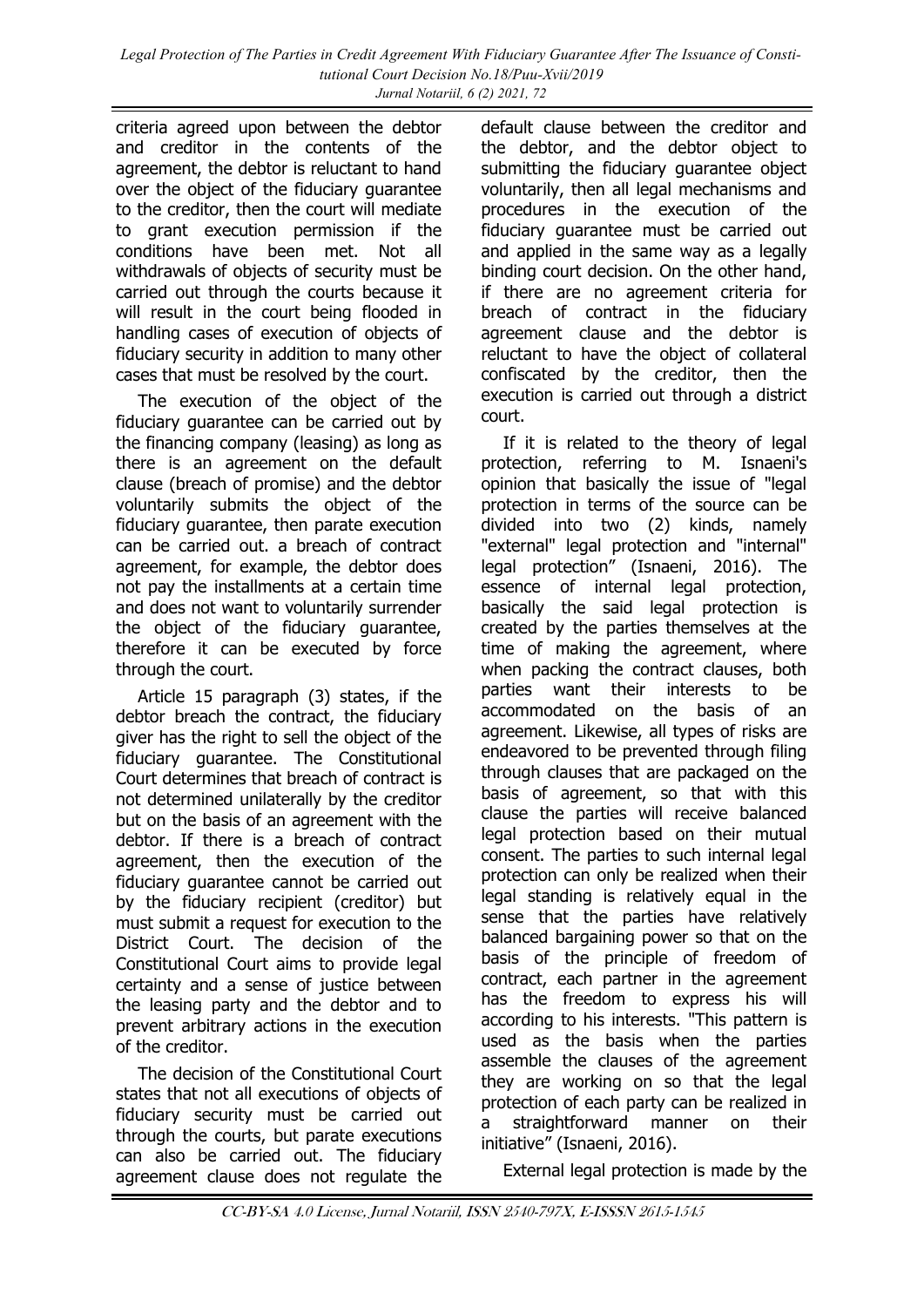criteria agreed upon between the debtor and creditor in the contents of the agreement, the debtor is reluctant to hand over the object of the fiduciary guarantee to the creditor, then the court will mediate to grant execution permission if the conditions have been met. Not all withdrawals of objects of security must be carried out through the courts because it will result in the court being flooded in handling cases of execution of objects of fiduciary security in addition to many other cases that must be resolved by the court.

The execution of the object of the fiduciary guarantee can be carried out by the financing company (leasing) as long as there is an agreement on the default clause (breach of promise) and the debtor voluntarily submits the object of the fiduciary guarantee, then parate execution can be carried out. a breach of contract agreement, for example, the debtor does not pay the installments at a certain time and does not want to voluntarily surrender the object of the fiduciary guarantee, therefore it can be executed by force through the court.

Article 15 paragraph (3) states, if the debtor breach the contract, the fiduciary giver has the right to sell the object of the fiduciary guarantee. The Constitutional Court determines that breach of contract is not determined unilaterally by the creditor but on the basis of an agreement with the debtor. If there is a breach of contract agreement, then the execution of the fiduciary guarantee cannot be carried out by the fiduciary recipient (creditor) but must submit a request for execution to the District Court. The decision of the Constitutional Court aims to provide legal certainty and a sense of justice between the leasing party and the debtor and to prevent arbitrary actions in the execution of the creditor.

The decision of the Constitutional Court states that not all executions of objects of fiduciary security must be carried out through the courts, but parate executions can also be carried out. The fiduciary agreement clause does not regulate the default clause between the creditor and the debtor, and the debtor object to submitting the fiduciary guarantee object voluntarily, then all legal mechanisms and procedures in the execution of the fiduciary guarantee must be carried out and applied in the same way as a legally binding court decision. On the other hand, if there are no agreement criteria for breach of contract in the fiduciary agreement clause and the debtor is reluctant to have the object of collateral confiscated by the creditor, then the execution is carried out through a district court.

If it is related to the theory of legal protection, referring to M. Isnaeni's opinion that basically the issue of "legal protection in terms of the source can be divided into two (2) kinds, namely "external" legal protection and "internal" legal protection" (Isnaeni, 2016). The essence of internal legal protection, basically the said legal protection is created by the parties themselves at the time of making the agreement, where when packing the contract clauses, both parties want their interests to be accommodated on the basis of an agreement. Likewise, all types of risks are endeavored to be prevented through filing through clauses that are packaged on the basis of agreement, so that with this clause the parties will receive balanced legal protection based on their mutual consent. The parties to such internal legal protection can only be realized when their legal standing is relatively equal in the sense that the parties have relatively balanced bargaining power so that on the basis of the principle of freedom of contract, each partner in the agreement has the freedom to express his will according to his interests. "This pattern is used as the basis when the parties assemble the clauses of the agreement they are working on so that the legal protection of each party can be realized in a straightforward manner on their initiative" (Isnaeni, 2016).

External legal protection is made by the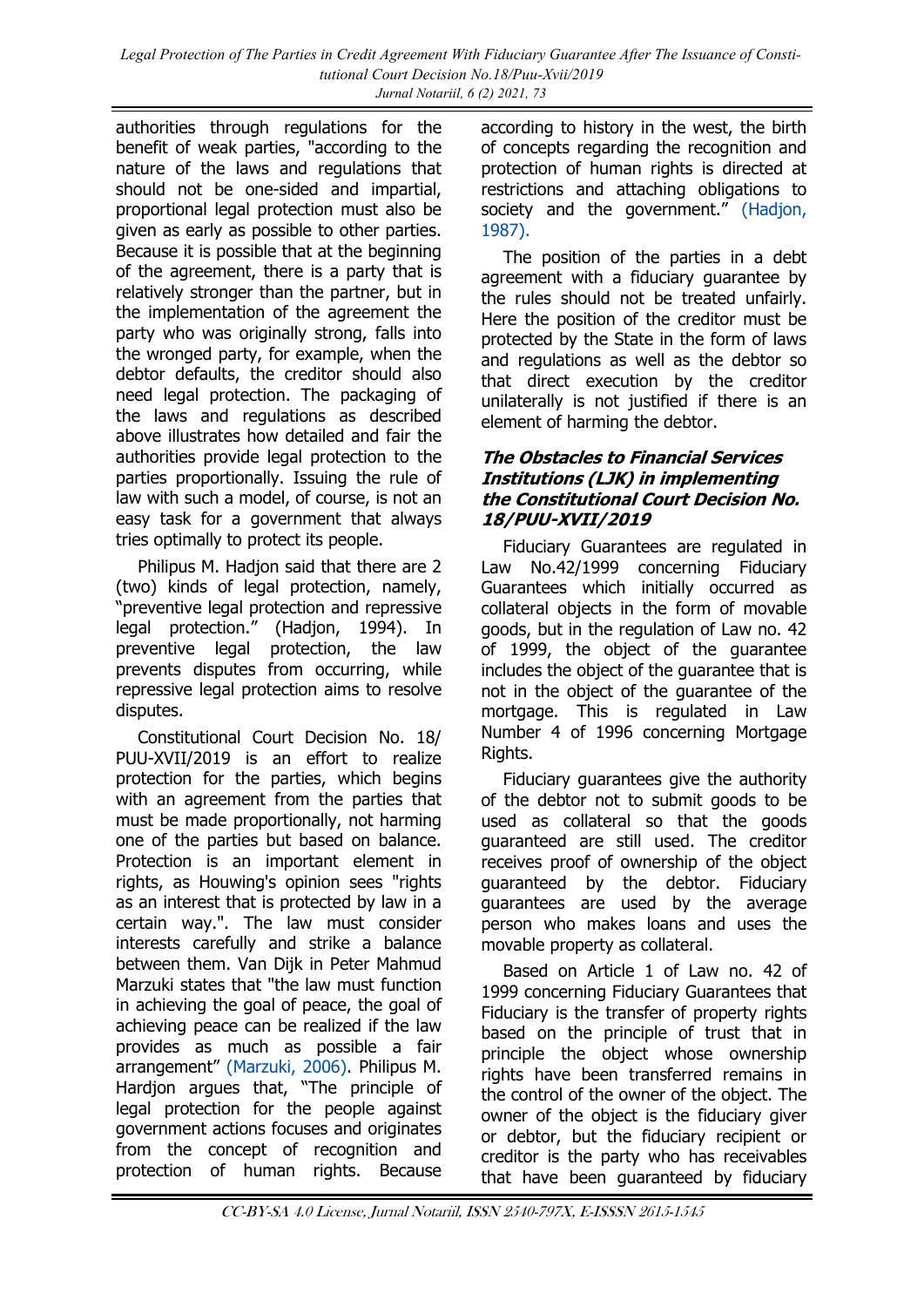authorities through regulations for the benefit of weak parties, "according to the nature of the laws and regulations that should not be one-sided and impartial, proportional legal protection must also be given as early as possible to other parties. Because it is possible that at the beginning of the agreement, there is a party that is relatively stronger than the partner, but in the implementation of the agreement the party who was originally strong, falls into the wronged party, for example, when the debtor defaults, the creditor should also need legal protection. The packaging of the laws and regulations as described above illustrates how detailed and fair the authorities provide legal protection to the parties proportionally. Issuing the rule of law with such a model, of course, is not an easy task for a government that always tries optimally to protect its people.

Philipus M. Hadjon said that there are 2 (two) kinds of legal protection, namely, "preventive legal protection and repressive legal protection." (Hadjon, 1994). In preventive legal protection, the law prevents disputes from occurring, while repressive legal protection aims to resolve disputes.

Constitutional Court Decision No. 18/ PUU-XVII/2019 is an effort to realize protection for the parties, which begins with an agreement from the parties that must be made proportionally, not harming one of the parties but based on balance. Protection is an important element in rights, as Houwing's opinion sees "rights as an interest that is protected by law in a certain way.". The law must consider interests carefully and strike a balance between them. Van Dijk in Peter Mahmud Marzuki states that "the law must function in achieving the goal of peace, the goal of achieving peace can be realized if the law provides as much as possible a fair arrangement" (Marzuki, 2006). Philipus M. Hardjon argues that, "The principle of legal protection for the people against government actions focuses and originates from the concept of recognition and protection of human rights. Because according to history in the west, the birth of concepts regarding the recognition and protection of human rights is directed at restrictions and attaching obligations to society and the government." (Hadjon, 1987).

The position of the parties in a debt agreement with a fiduciary guarantee by the rules should not be treated unfairly. Here the position of the creditor must be protected by the State in the form of laws and regulations as well as the debtor so that direct execution by the creditor unilaterally is not justified if there is an element of harming the debtor.

### *The Obstacles to Financial Services Institutions (LJK) in implementing the Constitutional Court Decision No. 18/PUU-XVII/2019*

Fiduciary Guarantees are regulated in Law No.42/1999 concerning Fiduciary Guarantees which initially occurred as collateral objects in the form of movable goods, but in the regulation of Law no. 42 of 1999, the object of the guarantee includes the object of the guarantee that is not in the object of the guarantee of the mortgage. This is regulated in Law Number 4 of 1996 concerning Mortgage Rights.

Fiduciary guarantees give the authority of the debtor not to submit goods to be used as collateral so that the goods guaranteed are still used. The creditor receives proof of ownership of the object guaranteed by the debtor. Fiduciary guarantees are used by the average person who makes loans and uses the movable property as collateral.

Based on Article 1 of Law no. 42 of 1999 concerning Fiduciary Guarantees that Fiduciary is the transfer of property rights based on the principle of trust that in principle the object whose ownership rights have been transferred remains in the control of the owner of the object. The owner of the object is the fiduciary giver or debtor, but the fiduciary recipient or creditor is the party who has receivables that have been guaranteed by fiduciary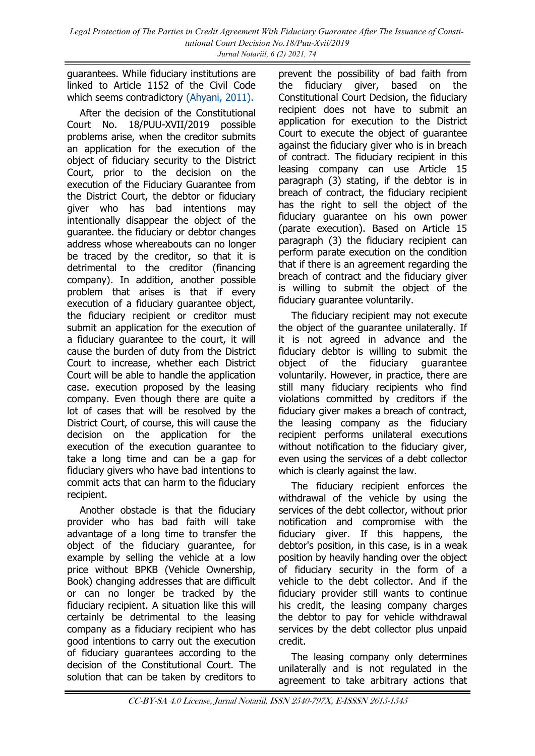guarantees. While fiduciary institutions are linked to Article 1152 of the Civil Code which seems contradictory (Ahyani, 2011).

After the decision of the Constitutional Court No. 18/PUU-XVII/2019 possible problems arise, when the creditor submits an application for the execution of the object of fiduciary security to the District Court, prior to the decision on the execution of the Fiduciary Guarantee from the District Court, the debtor or fiduciary giver who has bad intentions may intentionally disappear the object of the guarantee. the fiduciary or debtor changes address whose whereabouts can no longer be traced by the creditor, so that it is detrimental to the creditor (financing company). In addition, another possible problem that arises is that if every execution of a fiduciary guarantee object, the fiduciary recipient or creditor must submit an application for the execution of a fiduciary guarantee to the court, it will cause the burden of duty from the District Court to increase, whether each District Court will be able to handle the application case. execution proposed by the leasing company. Even though there are quite a lot of cases that will be resolved by the District Court, of course, this will cause the decision on the application for the execution of the execution guarantee to take a long time and can be a gap for fiduciary givers who have bad intentions to commit acts that can harm to the fiduciary recipient.

Another obstacle is that the fiduciary provider who has bad faith will take advantage of a long time to transfer the object of the fiduciary guarantee, for example by selling the vehicle at a low price without BPKB (Vehicle Ownership, Book) changing addresses that are difficult or can no longer be tracked by the fiduciary recipient. A situation like this will certainly be detrimental to the leasing company as a fiduciary recipient who has good intentions to carry out the execution of fiduciary guarantees according to the decision of the Constitutional Court. The solution that can be taken by creditors to prevent the possibility of bad faith from the fiduciary giver, based on the Constitutional Court Decision, the fiduciary recipient does not have to submit an application for execution to the District Court to execute the object of guarantee against the fiduciary giver who is in breach of contract. The fiduciary recipient in this leasing company can use Article 15 paragraph (3) stating, if the debtor is in breach of contract, the fiduciary recipient has the right to sell the object of the fiduciary guarantee on his own power (parate execution). Based on Article 15 paragraph (3) the fiduciary recipient can perform parate execution on the condition that if there is an agreement regarding the breach of contract and the fiduciary giver is willing to submit the object of the fiduciary guarantee voluntarily.

The fiduciary recipient may not execute the object of the guarantee unilaterally. If it is not agreed in advance and the fiduciary debtor is willing to submit the object of the fiduciary guarantee voluntarily. However, in practice, there are still many fiduciary recipients who find violations committed by creditors if the fiduciary giver makes a breach of contract, the leasing company as the fiduciary recipient performs unilateral executions without notification to the fiduciary giver, even using the services of a debt collector which is clearly against the law.

The fiduciary recipient enforces the withdrawal of the vehicle by using the services of the debt collector, without prior notification and compromise with the fiduciary giver. If this happens, the debtor's position, in this case, is in a weak position by heavily handing over the object of fiduciary security in the form of a vehicle to the debt collector. And if the fiduciary provider still wants to continue his credit, the leasing company charges the debtor to pay for vehicle withdrawal services by the debt collector plus unpaid credit.

The leasing company only determines unilaterally and is not regulated in the agreement to take arbitrary actions that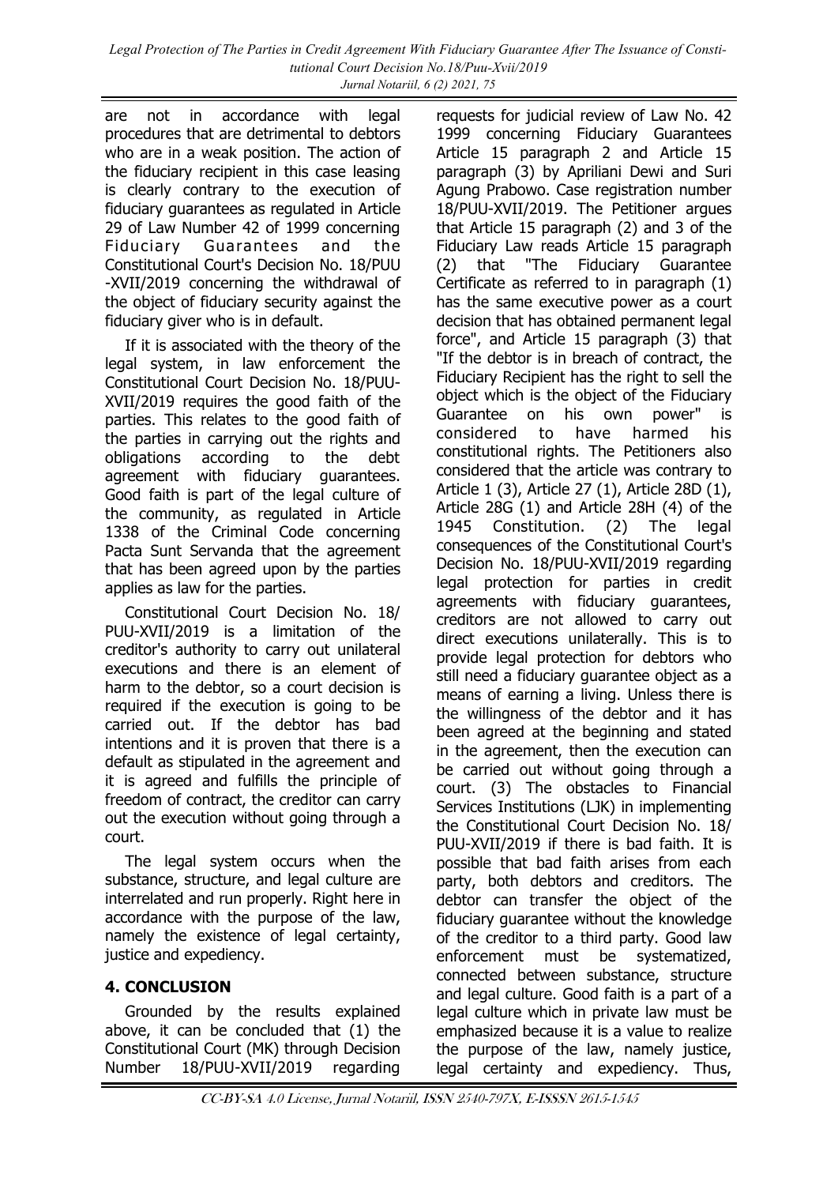are not in accordance with legal procedures that are detrimental to debtors who are in a weak position. The action of the fiduciary recipient in this case leasing is clearly contrary to the execution of fiduciary guarantees as regulated in Article 29 of Law Number 42 of 1999 concerning Fiduciary Guarantees and the Constitutional Court's Decision No. 18/PUU-XVII/2019 concerning the withdrawal of the object of fiduciary security against the fiduciary giver who is in default.

If it is associated with the theory of the legal system, in law enforcement the Constitutional Court Decision No. 18/PUU-XVII/2019 requires the good faith of the parties. This relates to the good faith of the parties in carrying out the rights and obligations according to the debt agreement with fiduciary guarantees. Good faith is part of the legal culture of the community, as regulated in Article 1338 of the Criminal Code concerning Pacta Sunt Servanda that the agreement that has been agreed upon by the parties applies as law for the parties.

Constitutional Court Decision No. 18/PUU-XVII/2019 is a limitation of the creditor's authority to carry out unilateral executions and there is an element of harm to the debtor, so a court decision is required if the execution is going to be carried out. If the debtor has bad intentions and it is proven that there is a default as stipulated in the agreement and it is agreed and fulfills the principle of freedom of contract, the creditor can carry out the execution without going through a court.

The legal system occurs when the substance, structure, and legal culture are interrelated and run properly. Right here in accordance with the purpose of the law, namely the existence of legal certainty, justice and expediency.

## 4. CONCLUSION

Grounded by the results explained above, it can be concluded that (1) the Constitutional Court (MK) through Decision Number 18/PUU-XVII/2019 regarding requests for judicial review of Law No. 42 1999 concerning Fiduciary Guarantees Article 15 paragraph 2 and Article 15 paragraph (3) by Apriliani Dewi and Suri Agung Prabowo. Case registration number 18/PUU-XVII/2019. The Petitioner argues that Article 15 paragraph (2) and 3 of the Fiduciary Law reads Article 15 paragraph (2) that "The Fiduciary Guarantee Certificate as referred to in paragraph (1) has the same executive power as a court decision that has obtained permanent legal force", and Article 15 paragraph (3) that "If the debtor is in breach of contract, the Fiduciary Recipient has the right to sell the object which is the object of the Fiduciary Guarantee on his own power" is considered to have harmed his constitutional rights. The Petitioners also considered that the article was contrary to Article 1 (3), Article 27 (1), Article 28D (1), Article 28G (1) and Article 28H (4) of the 1945 Constitution. (2) The legal consequences of the Constitutional Court's Decision No. 18/PUU-XVII/2019 regarding legal protection for parties in credit agreements with fiduciary guarantees, creditors are not allowed to carry out direct executions unilaterally. This is to provide legal protection for debtors who still need a fiduciary guarantee object as a means of earning a living. Unless there is the willingness of the debtor and it has been agreed at the beginning and stated in the agreement, then the execution can be carried out without going through a court. (3) The obstacles to Financial Services Institutions (LJK) in implementing the Constitutional Court Decision No. 18/PUU-XVII/2019 if there is bad faith. It is possible that bad faith arises from each party, both debtors and creditors. The debtor can transfer the object of the fiduciary guarantee without the knowledge of the creditor to a third party. Good law enforcement must be systematized, connected between substance, structure and legal culture. Good faith is a part of a legal culture which in private law must be emphasized because it is a value to realize the purpose of the law, namely justice, legal certainty and expediency. Thus,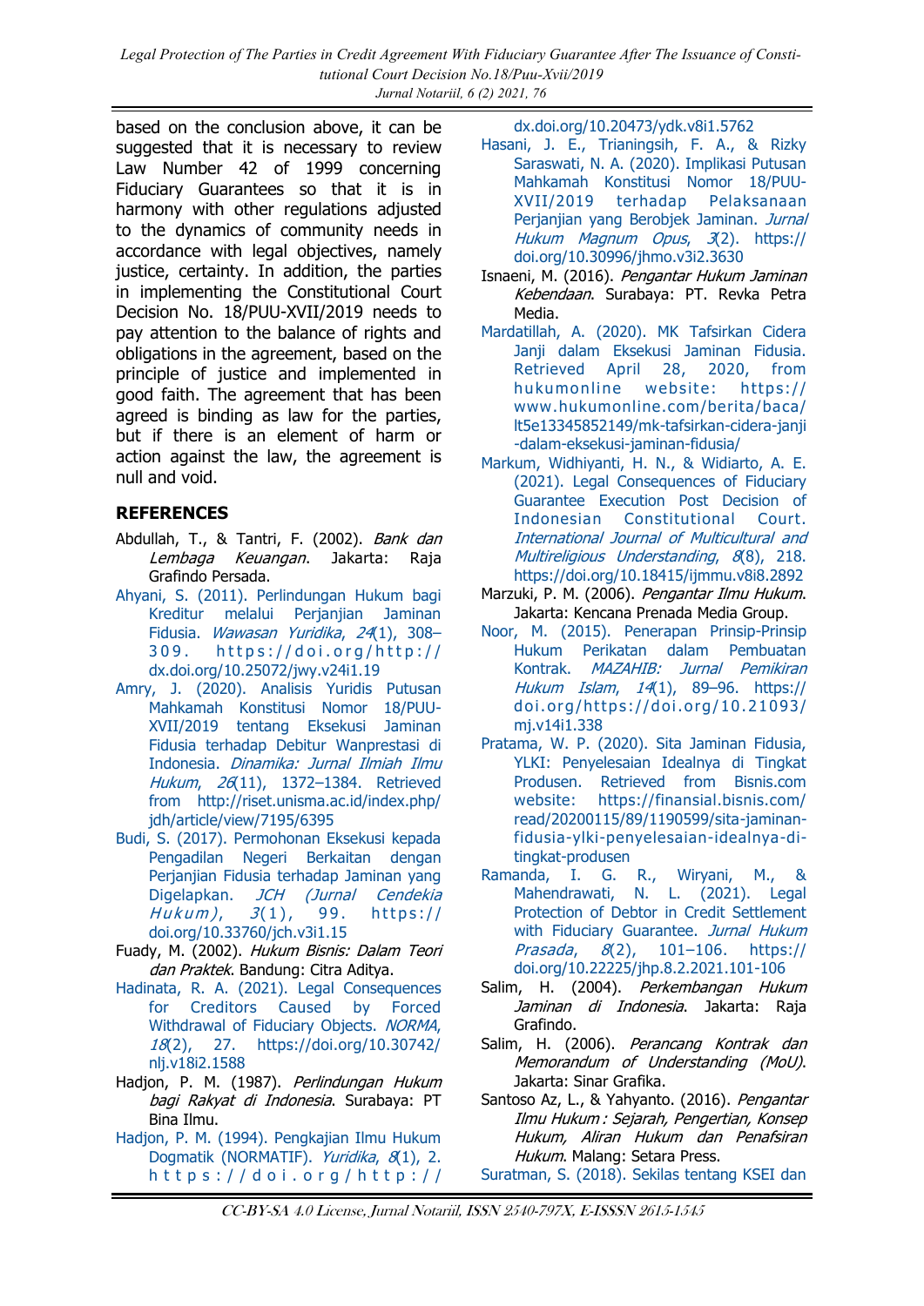based on the conclusion above, it can be suggested that it is necessary to review Law Number 42 of 1999 concerning Fiduciary Guarantees so that it is in harmony with other regulations adjusted to the dynamics of community needs in accordance with legal objectives, namely justice, certainty. In addition, the parties in implementing the Constitutional Court Decision No. 18/PUU-XVII/2019 needs to pay attention to the balance of rights and obligations in the agreement, based on the principle of justice and implemented in good faith. The agreement that has been agreed is binding as law for the parties, but if there is an element of harm or action against the law, the agreement is null and void.

## REFERENCES

Abdullah, T., & Tantri, F. (2002). *Bank dan Lembaga Keuangan*. Jakarta: Raja Grafindo Persada.

Ahyani, S. (2011). Perlindungan Hukum bagi Kreditur melalui Perjanjian Jaminan Fidusia. *Wawasan Yuridika*, *24*(1), 308–309. https://doi.org/http://dx.doi.org/10.25072/jwy.v24i1.19

Amry, J. (2020). Analisis Yuridis Putusan Mahkamah Konstitusi Nomor 18/PUU-XVII/2019 tentang Eksekusi Jaminan Fidusia terhadap Debitur Wanprestasi di Indonesia. *Dinamika: Jurnal Ilmiah Ilmu Hukum*, *26*(11), 1372–1384. Retrieved from http://riset.unisma.ac.id/index.php/jdh/article/view/7195/6395

Budi, S. (2017). Permohonan Eksekusi kepada Pengadilan Negeri dengan Perjanjian Fidusia terhadap Jaminan yang Digelapkan. *JCH (Jurnal Cendekia Hukum)*, *3*(1), 99. https://doi.org/10.33760/jch.v3i1.15

Fuady, M. (2002). *Hukum Bisnis: Dalam Teori dan Praktek*. Bandung: Citra Aditya.

Hadinata, R. A. (2021). Legal Consequences for Creditors Caused by Forced Withdrawal of Fiduciary Objects. *NORMA*, *18*(2), 27. https://doi.org/10.30742/nlj.v18i2.1588

Hadjon, P. M. (1987). *Perlindungan Hukum bagi Rakyat di Indonesia*. Surabaya: PT Bina Ilmu.

Hadjon, P. M. (1994). Pengkajian Ilmu Hukum Dogmatik (NORMATIF). *Yuridika*, *8*(1), 2. https://doi.org/http://dx.doi.org/10.20473/ydk.v8i1.5762

Hasani, J. E., Trianingsih, F. A., & Rizky Saraswati, N. A. (2020). Implikasi Putusan Mahkamah Konstitusi Nomor 18/PUU-XVII/2019 terhadap Pelaksanaan Perjanjian yang Berobjek Jaminan. *Jurnal Hukum Magnum Opus*, *3*(2). https://doi.org/10.30996/jhmo.v3i2.3630

Isnaeni, M. (2016). *Pengantar Hukum Jaminan Kebendaan*. Surabaya: PT. Revka Petra Media.

Mardatillah, A. (2020). MK Tafsirkan Cidera Janji dalam Eksekusi Jaminan Fidusia. Retrieved April 28, 2020, from hukumonline website: https://www.hukumonline.com/berita/baca/lt5e13345852149/mk-tafsirkan-cidera-janji-dalam-eksekusi-jaminan-fidusia/

Markum, Widhiyanti, H. N., & Widiarto, A. E. (2021). Legal Consequences of Fiduciary Guarantee Execution Post Decision of Indonesian Constitutional Court. *International Journal of Multicultural and Multireligious Understanding*, *8*(8), 218. https://doi.org/10.18415/ijmmu.v8i8.2892

Marzuki, P. M. (2006). *Pengantar Ilmu Hukum*. Jakarta: Kencana Prenada Media Group.

Noor, M. (2015). Penerapan Prinsip-Prinsip Hukum Perikatan dalam Pembuatan Kontrak. *MAZAHIB: Jurnal Pemikiran Hukum Islam*, *14*(1), 89–96. https://doi.org/https://doi.org/10.21093/mj.v14i1.338

Pratama, W. P. (2020). Sita Jaminan Fidusia, YLKI: Penyelesaian Idealnya di Tingkat Produsen. Retrieved from Bisnis.com website: https://finansial.bisnis.com/read/20200115/89/1190599/sita-jaminan-fidusia-ylki-penyelesaian-idealnya-di-tingkat-produsen

Ramanda, I. G. R., Wiryani, M., & Mahendrawati, N. L. (2021). Legal Protection of Debtor in Credit Settlement with Fiduciary Guarantee. *Jurnal Hukum Prasada*, *8*(2), 101–106. https://doi.org/10.22225/jhp.8.2.2021.101-106

Salim, H. (2004). *Perkembangan Hukum Jaminan di Indonesia*. Jakarta: Raja Grafindo.

Salim, H. (2006). *Perancang Kontrak dan Memorandum of Understanding (MoU)*. Jakarta: Sinar Grafika.

Santoso Az, L., & Yahyanto. (2016). *Pengantar Ilmu Hukum : Sejarah, Pengertian, Konsep Hukum, Aliran Hukum dan Penafsiran Hukum*. Malang: Setara Press.

Suratman, S. (2018). Sekilas tentang KSEI dan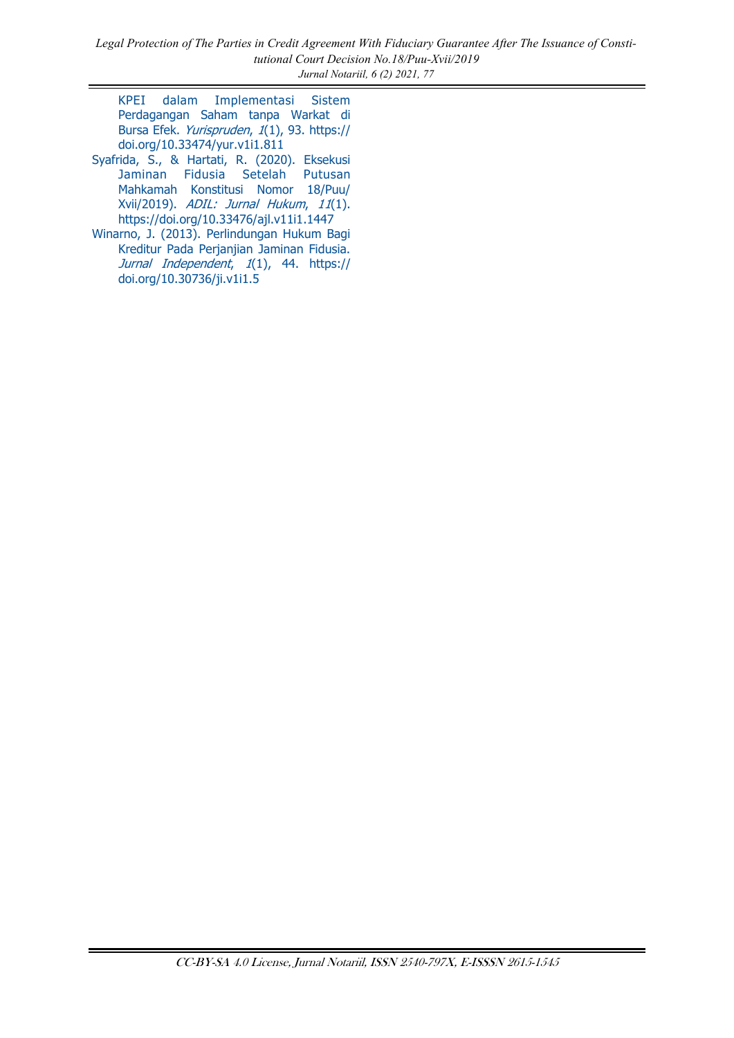KPEI dalam Implementasi Sistem Perdagangan Saham tanpa Warkat di Bursa Efek. *Yurispruden*, *1*(1), 93. https://doi.org/10.33474/yur.v1i1.811

Syafrida, S., & Hartati, R. (2020). Eksekusi Jaminan Fidusia Setelah Putusan Mahkamah Konstitusi Nomor 18/Puu/Xvii/2019). *ADIL: Jurnal Hukum*, *11*(1). https://doi.org/10.33476/ajl.v11i1.1447

Winarno, J. (2013). Perlindungan Hukum Bagi Kreditur Pada Perjanjian Jaminan Fidusia. *Jurnal Independent*, *1*(1), 44. https://doi.org/10.30736/ji.v1i1.5